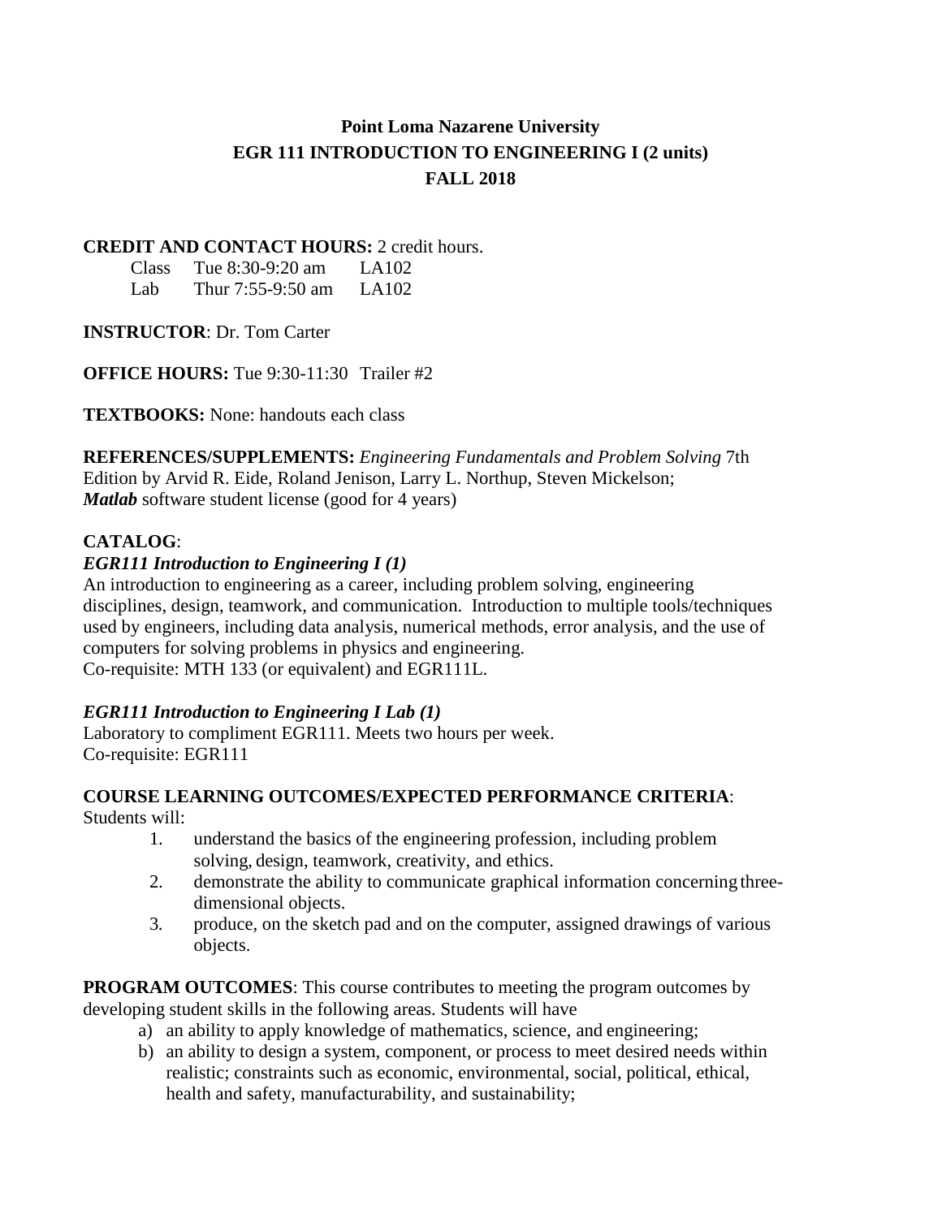# Point Loma Nazarene University
# EGR 111 INTRODUCTION TO ENGINEERING I (2 units)
# FALL 2018

**CREDIT AND CONTACT HOURS:** 2 credit hours.

| | | |
|---|---|---|
| Class | Tue 8:30-9:20 am | LA102 |
| Lab | Thur 7:55-9:50 am | LA102 |

**INSTRUCTOR**: Dr. Tom Carter

**OFFICE HOURS:** Tue 9:30-11:30 Trailer #2

**TEXTBOOKS:** None: handouts each class

**REFERENCES/SUPPLEMENTS:** *Engineering Fundamentals and Problem Solving* 7th Edition by Arvid R. Eide, Roland Jenison, Larry L. Northup, Steven Mickelson; ***Matlab*** software student license (good for 4 years)

**CATALOG**:

***EGR111 Introduction to Engineering I (1)***

An introduction to engineering as a career, including problem solving, engineering disciplines, design, teamwork, and communication. Introduction to multiple tools/techniques used by engineers, including data analysis, numerical methods, error analysis, and the use of computers for solving problems in physics and engineering.
Co-requisite: MTH 133 (or equivalent) and EGR111L.

***EGR111 Introduction to Engineering I Lab (1)***

Laboratory to compliment EGR111. Meets two hours per week.
Co-requisite: EGR111

**COURSE LEARNING OUTCOMES/EXPECTED PERFORMANCE CRITERIA**:

Students will:

1. understand the basics of the engineering profession, including problem solving, design, teamwork, creativity, and ethics.
2. demonstrate the ability to communicate graphical information concerning three-dimensional objects.
3. produce, on the sketch pad and on the computer, assigned drawings of various objects.

**PROGRAM OUTCOMES**: This course contributes to meeting the program outcomes by developing student skills in the following areas. Students will have

a) an ability to apply knowledge of mathematics, science, and engineering;
b) an ability to design a system, component, or process to meet desired needs within realistic; constraints such as economic, environmental, social, political, ethical, health and safety, manufacturability, and sustainability;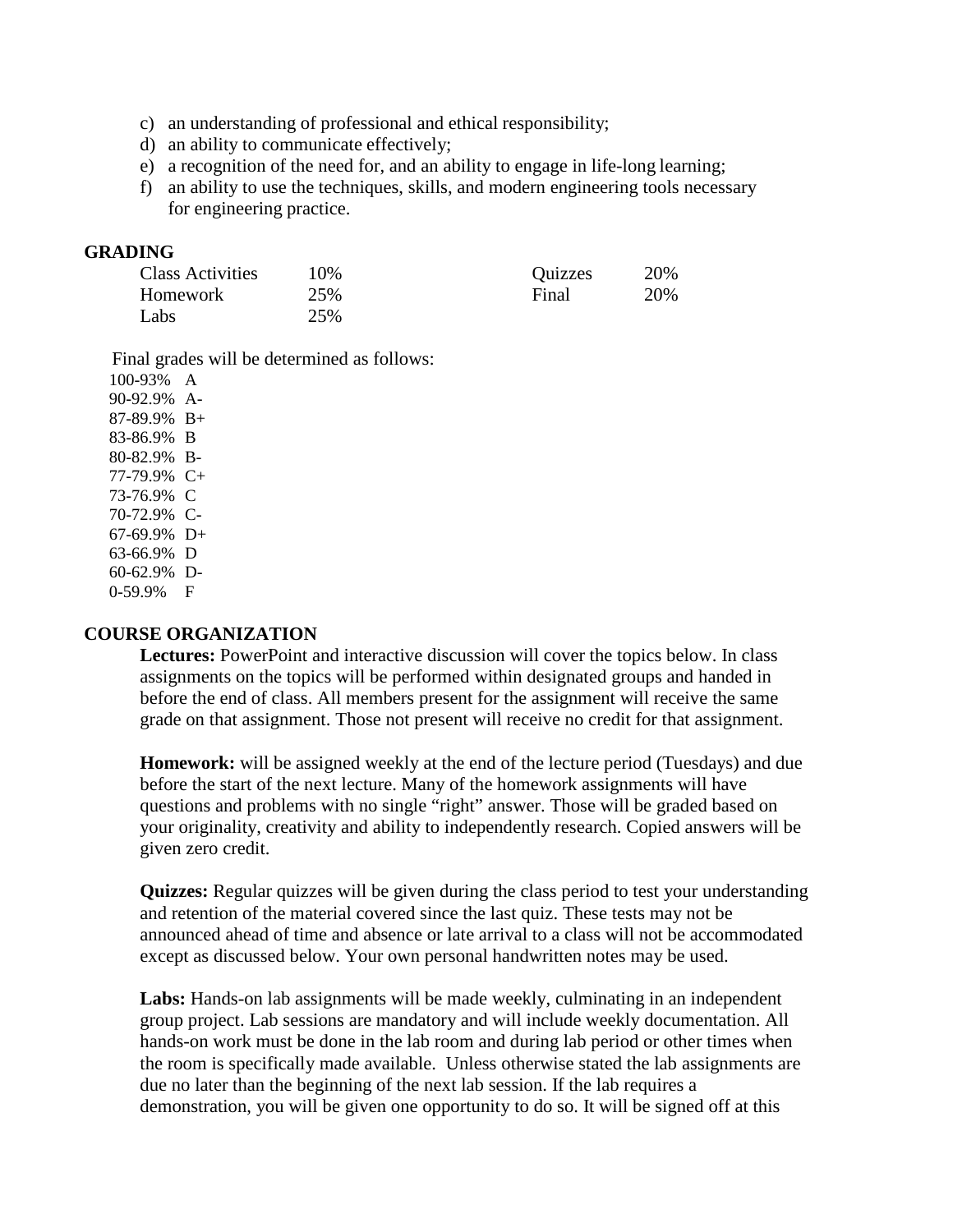c) an understanding of professional and ethical responsibility;
d) an ability to communicate effectively;
e) a recognition of the need for, and an ability to engage in life-long learning;
f) an ability to use the techniques, skills, and modern engineering tools necessary for engineering practice.

## GRADING

| | | | |
|---|---|---|---|
| Class Activities | 10% | Quizzes | 20% |
| Homework | 25% | Final | 20% |
| Labs | 25% | | |

Final grades will be determined as follows:

100-93% A
90-92.9% A-
87-89.9% B+
83-86.9% B
80-82.9% B-
77-79.9% C+
73-76.9% C
70-72.9% C-
67-69.9% D+
63-66.9% D
60-62.9% D-
0-59.9% F

## COURSE ORGANIZATION

**Lectures:** PowerPoint and interactive discussion will cover the topics below. In class assignments on the topics will be performed within designated groups and handed in before the end of class. All members present for the assignment will receive the same grade on that assignment. Those not present will receive no credit for that assignment.

**Homework:** will be assigned weekly at the end of the lecture period (Tuesdays) and due before the start of the next lecture. Many of the homework assignments will have questions and problems with no single "right" answer. Those will be graded based on your originality, creativity and ability to independently research. Copied answers will be given zero credit.

**Quizzes:** Regular quizzes will be given during the class period to test your understanding and retention of the material covered since the last quiz. These tests may not be announced ahead of time and absence or late arrival to a class will not be accommodated except as discussed below. Your own personal handwritten notes may be used.

**Labs:** Hands-on lab assignments will be made weekly, culminating in an independent group project. Lab sessions are mandatory and will include weekly documentation. All hands-on work must be done in the lab room and during lab period or other times when the room is specifically made available. Unless otherwise stated the lab assignments are due no later than the beginning of the next lab session. If the lab requires a demonstration, you will be given one opportunity to do so. It will be signed off at this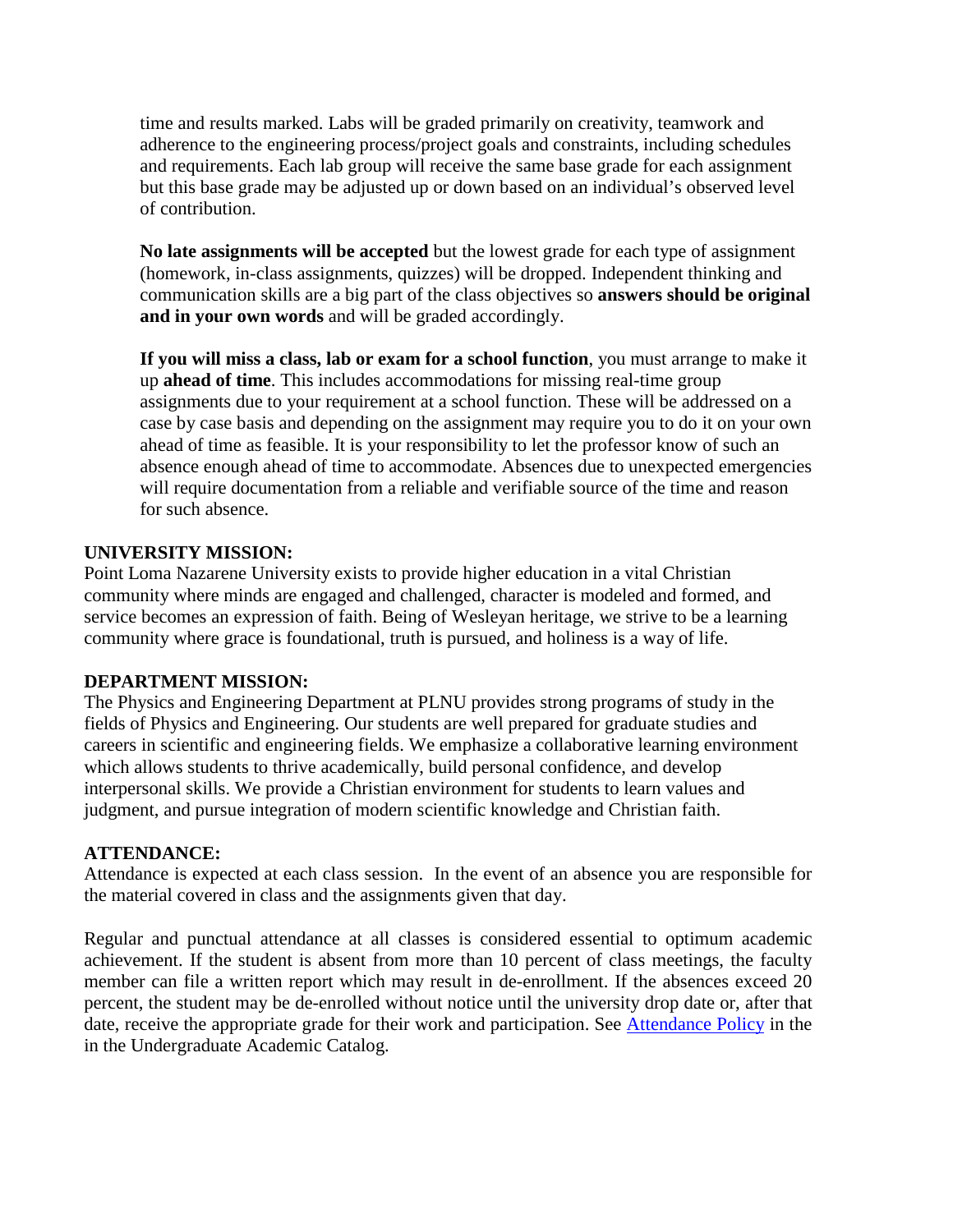time and results marked. Labs will be graded primarily on creativity, teamwork and adherence to the engineering process/project goals and constraints, including schedules and requirements. Each lab group will receive the same base grade for each assignment but this base grade may be adjusted up or down based on an individual's observed level of contribution.

**No late assignments will be accepted** but the lowest grade for each type of assignment (homework, in-class assignments, quizzes) will be dropped. Independent thinking and communication skills are a big part of the class objectives so **answers should be original and in your own words** and will be graded accordingly.

**If you will miss a class, lab or exam for a school function**, you must arrange to make it up **ahead of time**. This includes accommodations for missing real-time group assignments due to your requirement at a school function. These will be addressed on a case by case basis and depending on the assignment may require you to do it on your own ahead of time as feasible. It is your responsibility to let the professor know of such an absence enough ahead of time to accommodate. Absences due to unexpected emergencies will require documentation from a reliable and verifiable source of the time and reason for such absence.

**UNIVERSITY MISSION:**

Point Loma Nazarene University exists to provide higher education in a vital Christian community where minds are engaged and challenged, character is modeled and formed, and service becomes an expression of faith. Being of Wesleyan heritage, we strive to be a learning community where grace is foundational, truth is pursued, and holiness is a way of life.

**DEPARTMENT MISSION:**

The Physics and Engineering Department at PLNU provides strong programs of study in the fields of Physics and Engineering. Our students are well prepared for graduate studies and careers in scientific and engineering fields. We emphasize a collaborative learning environment which allows students to thrive academically, build personal confidence, and develop interpersonal skills. We provide a Christian environment for students to learn values and judgment, and pursue integration of modern scientific knowledge and Christian faith.

**ATTENDANCE:**

Attendance is expected at each class session. In the event of an absence you are responsible for the material covered in class and the assignments given that day.

Regular and punctual attendance at all classes is considered essential to optimum academic achievement. If the student is absent from more than 10 percent of class meetings, the faculty member can file a written report which may result in de-enrollment. If the absences exceed 20 percent, the student may be de-enrolled without notice until the university drop date or, after that date, receive the appropriate grade for their work and participation. See Attendance Policy in the in the Undergraduate Academic Catalog.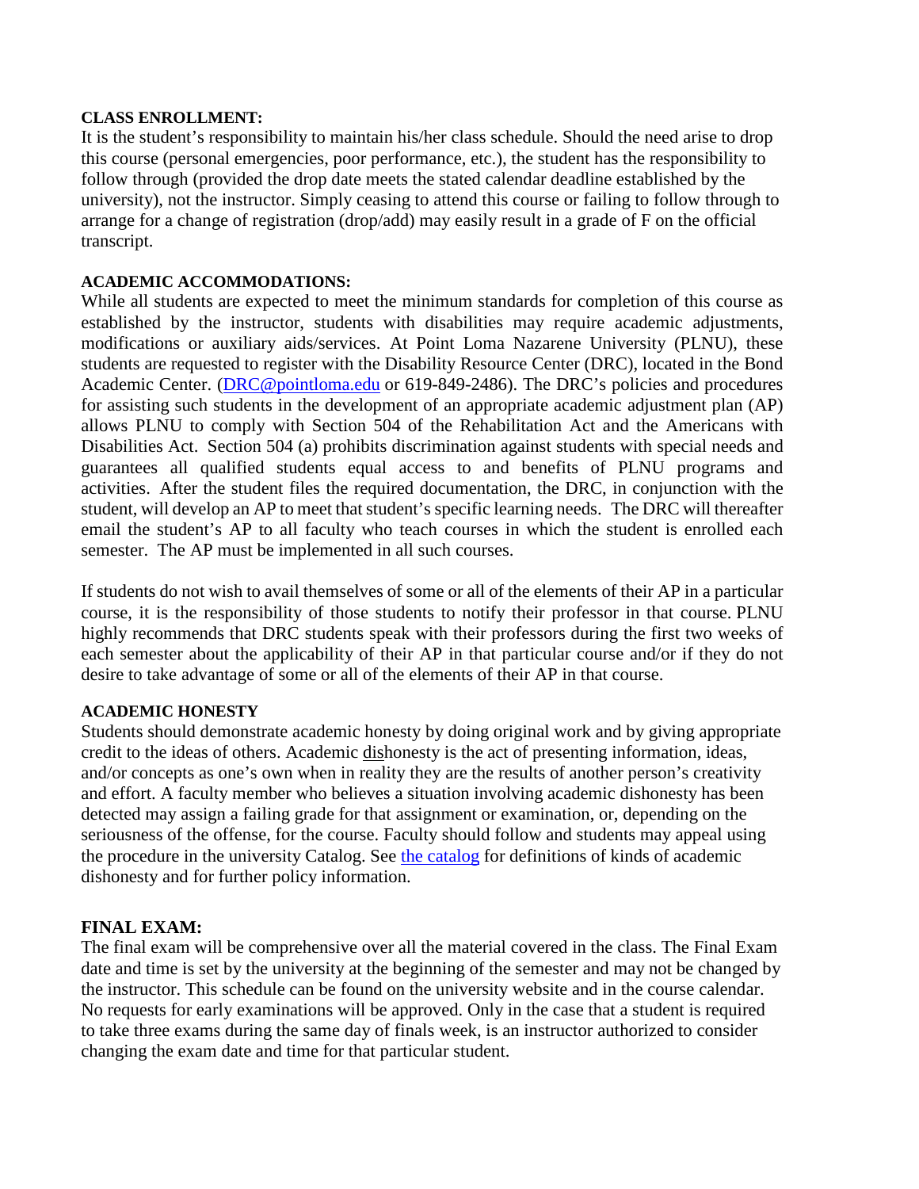**CLASS ENROLLMENT:**

It is the student's responsibility to maintain his/her class schedule. Should the need arise to drop this course (personal emergencies, poor performance, etc.), the student has the responsibility to follow through (provided the drop date meets the stated calendar deadline established by the university), not the instructor. Simply ceasing to attend this course or failing to follow through to arrange for a change of registration (drop/add) may easily result in a grade of F on the official transcript.

**ACADEMIC ACCOMMODATIONS:**

While all students are expected to meet the minimum standards for completion of this course as established by the instructor, students with disabilities may require academic adjustments, modifications or auxiliary aids/services. At Point Loma Nazarene University (PLNU), these students are requested to register with the Disability Resource Center (DRC), located in the Bond Academic Center. ([DRC@pointloma.edu](mailto:DRC@pointloma.edu) or 619-849-2486). The DRC's policies and procedures for assisting such students in the development of an appropriate academic adjustment plan (AP) allows PLNU to comply with Section 504 of the Rehabilitation Act and the Americans with Disabilities Act. Section 504 (a) prohibits discrimination against students with special needs and guarantees all qualified students equal access to and benefits of PLNU programs and activities. After the student files the required documentation, the DRC, in conjunction with the student, will develop an AP to meet that student's specific learning needs. The DRC will thereafter email the student's AP to all faculty who teach courses in which the student is enrolled each semester. The AP must be implemented in all such courses.

If students do not wish to avail themselves of some or all of the elements of their AP in a particular course, it is the responsibility of those students to notify their professor in that course. PLNU highly recommends that DRC students speak with their professors during the first two weeks of each semester about the applicability of their AP in that particular course and/or if they do not desire to take advantage of some or all of the elements of their AP in that course.

**ACADEMIC HONESTY**

Students should demonstrate academic honesty by doing original work and by giving appropriate credit to the ideas of others. Academic dishonesty is the act of presenting information, ideas, and/or concepts as one's own when in reality they are the results of another person's creativity and effort. A faculty member who believes a situation involving academic dishonesty has been detected may assign a failing grade for that assignment or examination, or, depending on the seriousness of the offense, for the course. Faculty should follow and students may appeal using the procedure in the university Catalog. See the catalog for definitions of kinds of academic dishonesty and for further policy information.

**FINAL EXAM:**

The final exam will be comprehensive over all the material covered in the class. The Final Exam date and time is set by the university at the beginning of the semester and may not be changed by the instructor. This schedule can be found on the university website and in the course calendar. No requests for early examinations will be approved. Only in the case that a student is required to take three exams during the same day of finals week, is an instructor authorized to consider changing the exam date and time for that particular student.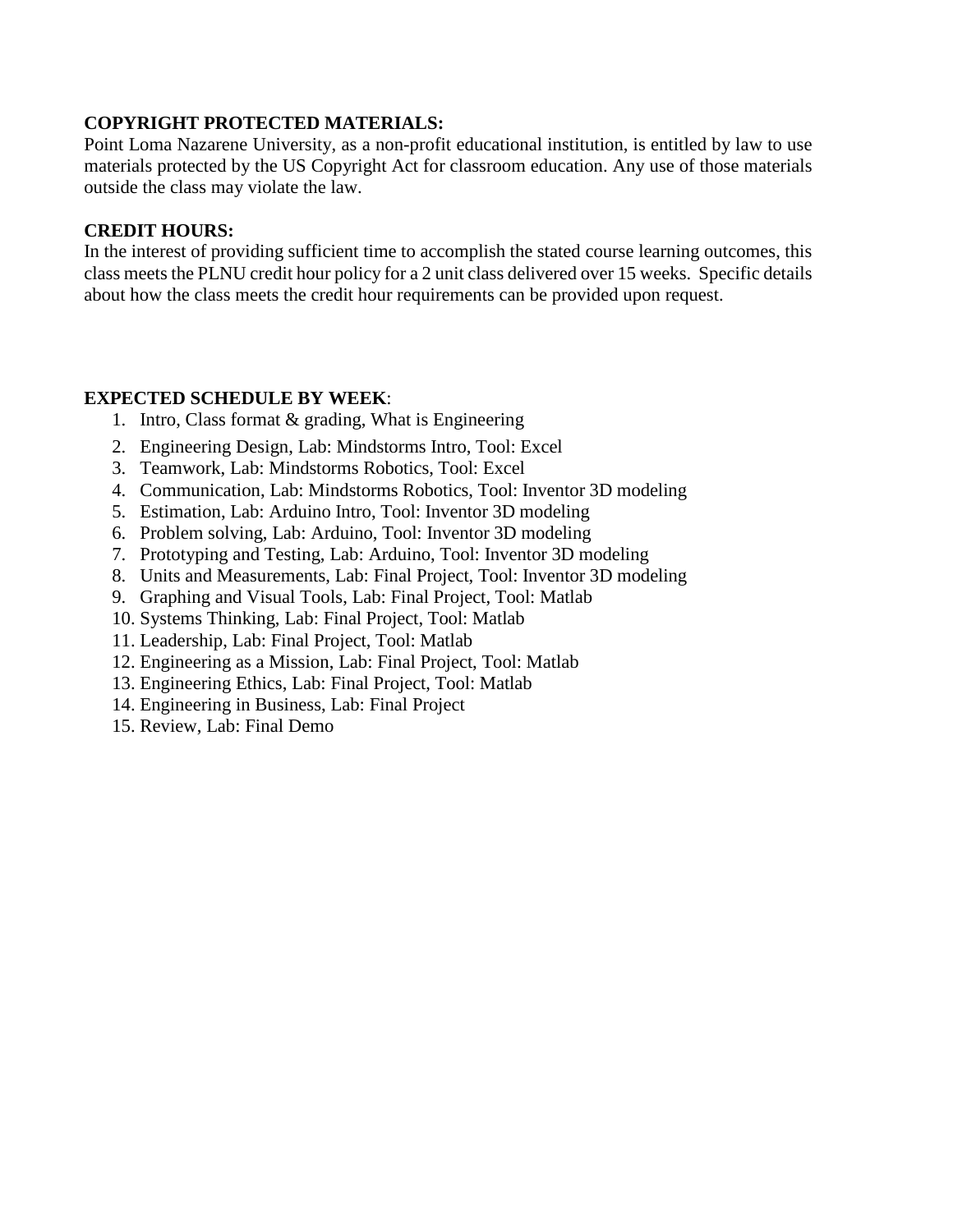**COPYRIGHT PROTECTED MATERIALS:**
Point Loma Nazarene University, as a non-profit educational institution, is entitled by law to use materials protected by the US Copyright Act for classroom education. Any use of those materials outside the class may violate the law.

**CREDIT HOURS:**
In the interest of providing sufficient time to accomplish the stated course learning outcomes, this class meets the PLNU credit hour policy for a 2 unit class delivered over 15 weeks. Specific details about how the class meets the credit hour requirements can be provided upon request.

**EXPECTED SCHEDULE BY WEEK**:

1. Intro, Class format & grading, What is Engineering
2. Engineering Design, Lab: Mindstorms Intro, Tool: Excel
3. Teamwork, Lab: Mindstorms Robotics, Tool: Excel
4. Communication, Lab: Mindstorms Robotics, Tool: Inventor 3D modeling
5. Estimation, Lab: Arduino Intro, Tool: Inventor 3D modeling
6. Problem solving, Lab: Arduino, Tool: Inventor 3D modeling
7. Prototyping and Testing, Lab: Arduino, Tool: Inventor 3D modeling
8. Units and Measurements, Lab: Final Project, Tool: Inventor 3D modeling
9. Graphing and Visual Tools, Lab: Final Project, Tool: Matlab
10. Systems Thinking, Lab: Final Project, Tool: Matlab
11. Leadership, Lab: Final Project, Tool: Matlab
12. Engineering as a Mission, Lab: Final Project, Tool: Matlab
13. Engineering Ethics, Lab: Final Project, Tool: Matlab
14. Engineering in Business, Lab: Final Project
15. Review, Lab: Final Demo